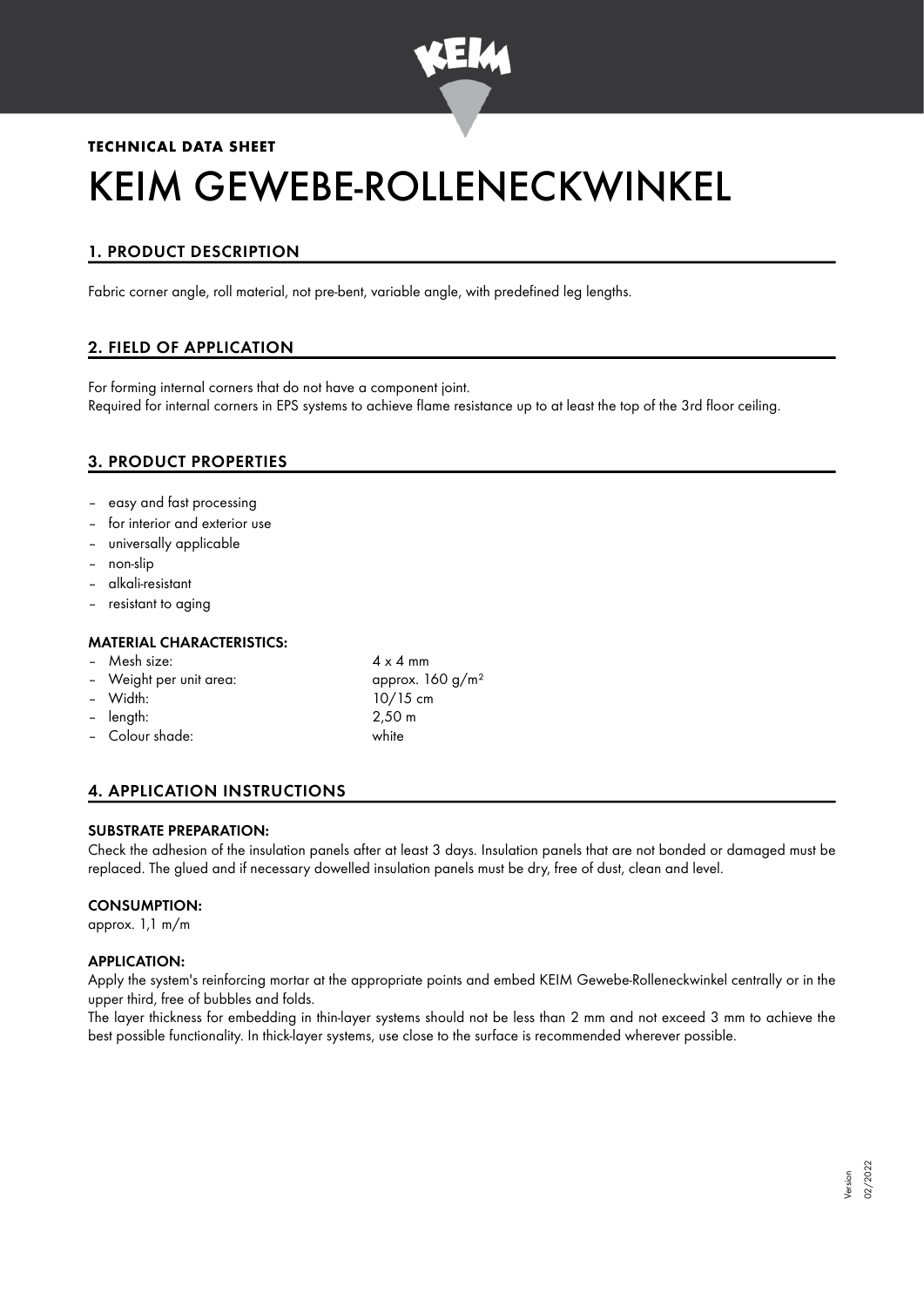**TECHNICAL DATA SHEET**

# KEIM GEWEBE-ROLLENECKWINKEL

## 1. PRODUCT DESCRIPTION

Fabric corner angle, roll material, not pre-bent, variable angle, with predefined leg lengths.

## 2. FIELD OF APPLICATION

For forming internal corners that do not have a component joint.
Required for internal corners in EPS systems to achieve flame resistance up to at least the top of the 3rd floor ceiling.

## 3. PRODUCT PROPERTIES

- easy and fast processing
- for interior and exterior use
- universally applicable
- non-slip
- alkali-resistant
- resistant to aging

### MATERIAL CHARACTERISTICS:

- Mesh size: 4 x 4 mm
- Weight per unit area: approx. 160 g/m²
- Width: 10/15 cm
- length: 2,50 m
- Colour shade: white

## 4. APPLICATION INSTRUCTIONS

### SUBSTRATE PREPARATION:

Check the adhesion of the insulation panels after at least 3 days. Insulation panels that are not bonded or damaged must be replaced. The glued and if necessary dowelled insulation panels must be dry, free of dust, clean and level.

### CONSUMPTION:

approx. 1,1 m/m

### APPLICATION:

Apply the system's reinforcing mortar at the appropriate points and embed KEIM Gewebe-Rolleneckwinkel centrally or in the upper third, free of bubbles and folds.
The layer thickness for embedding in thin-layer systems should not be less than 2 mm and not exceed 3 mm to achieve the best possible functionality. In thick-layer systems, use close to the surface is recommended wherever possible.

Version 02/2022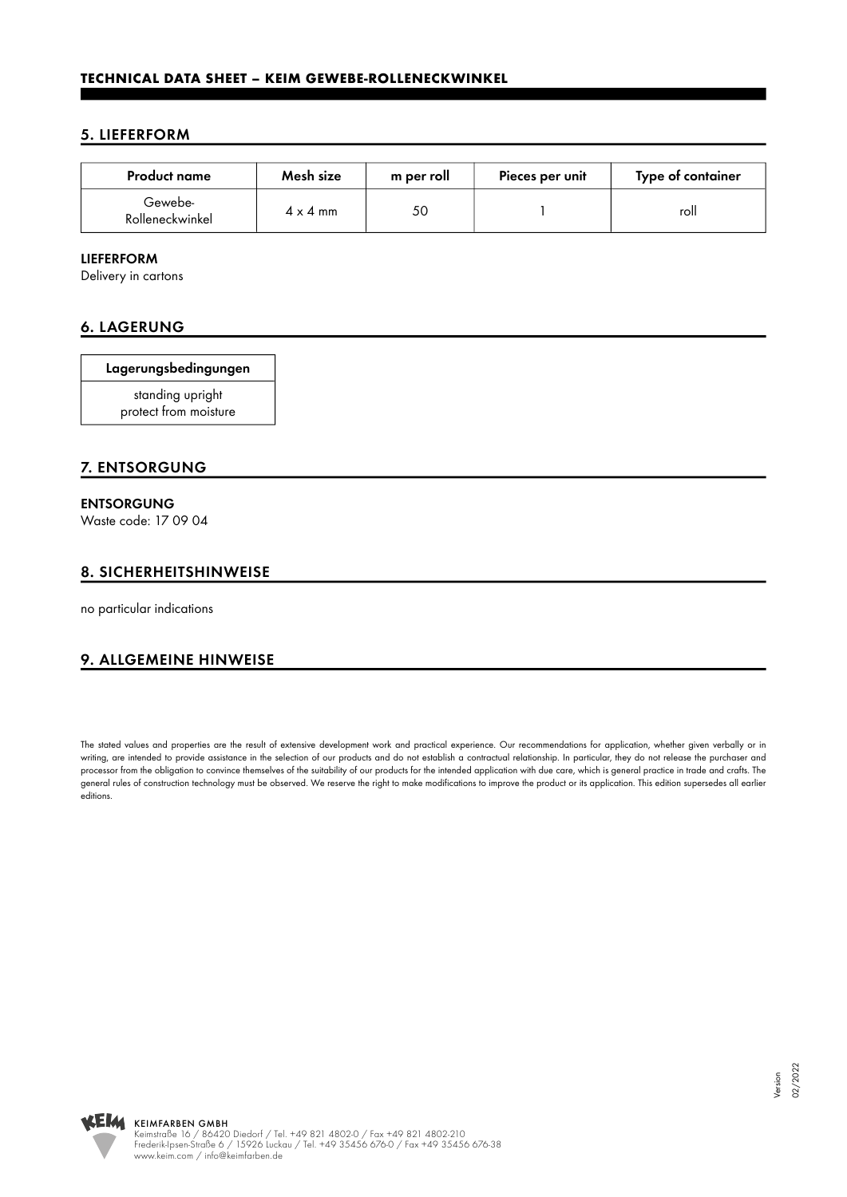## 5. LIEFERFORM

| Product name | Mesh size | m per roll | Pieces per unit | Type of container |
|---|---|---|---|---|
| Gewebe-Rolleneckwinkel | 4 x 4 mm | 50 | 1 | roll |

**LIEFERFORM**
Delivery in cartons

## 6. LAGERUNG

| Lagerungsbedingungen |
|---|
| standing upright<br>protect from moisture |

## 7. ENTSORGUNG

**ENTSORGUNG**
Waste code: 17 09 04

## 8. SICHERHEITSHINWEISE

no particular indications

## 9. ALLGEMEINE HINWEISE

The stated values and properties are the result of extensive development work and practical experience. Our recommendations for application, whether given verbally or in writing, are intended to provide assistance in the selection of our products and do not establish a contractual relationship. In particular, they do not release the purchaser and processor from the obligation to convince themselves of the suitability of our products for the intended application with due care, which is general practice in trade and crafts. The general rules of construction technology must be observed. We reserve the right to make modifications to improve the product or its application. This edition supersedes all earlier editions.

KEIMFARBEN GMBH
Keimstraße 16 / 86420 Diedorf / Tel. +49 821 4802-0 / Fax +49 821 4802-210
Frederik-Ipsen-Straße 6 / 15926 Luckau / Tel. +49 35456 676-0 / Fax +49 35456 676-38
www.keim.com / info@keimfarben.de

Version 02/2022